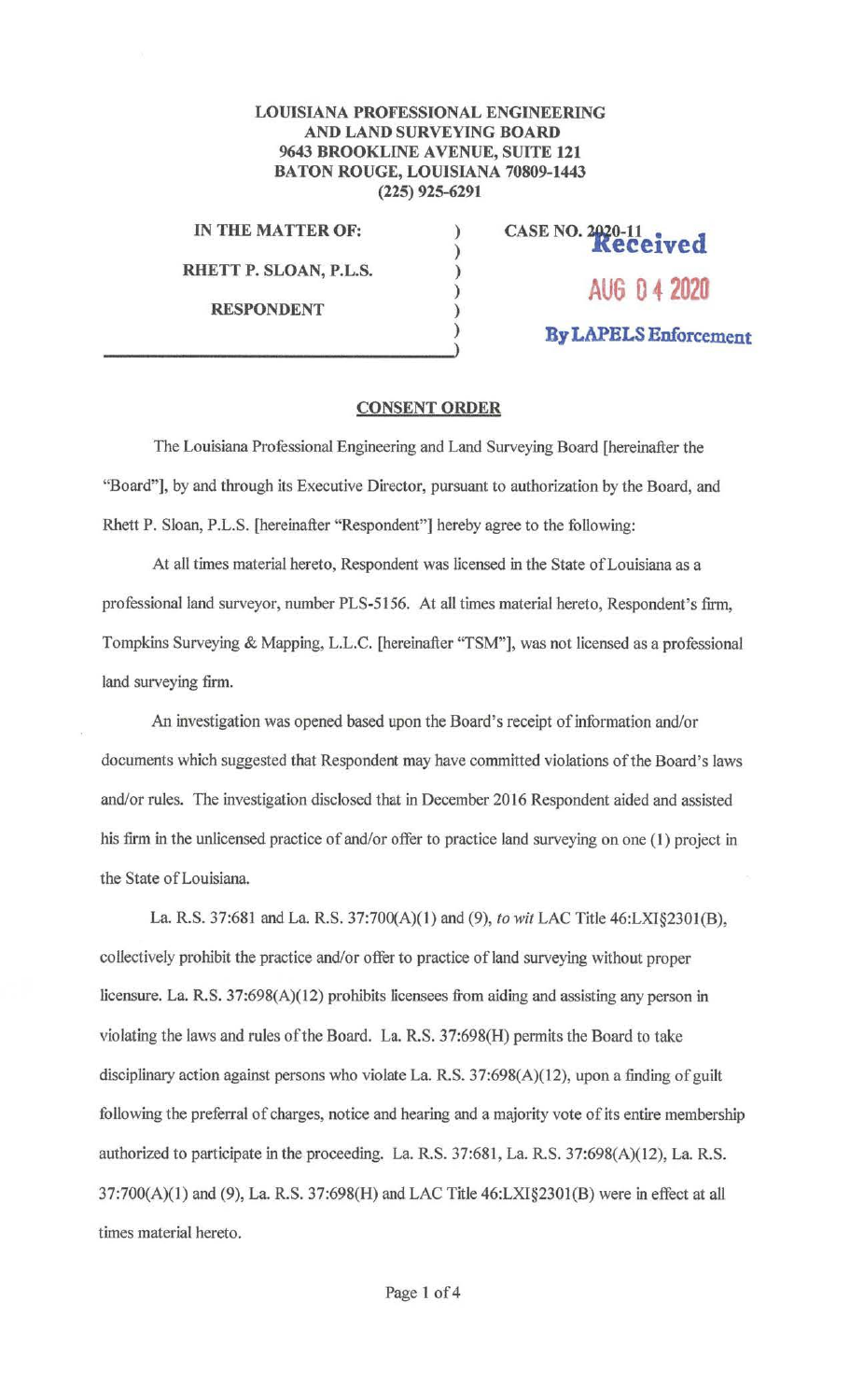**LOUISIANA PROFESSIONAL ENGINEERING AND LAND SURVEYING BOARD**
**9643 BROOKLINE AVENUE, SUITE 121**
**BATON ROUGE, LOUISIANA 70809-1443**
**(225) 925-6291**

**IN THE MATTER OF:**

**RHETT P. SLOAN, P.L.S.**

**RESPONDENT**

**CASE NO. 2020-11**

Received
AUG 04 2020
By LAPELS Enforcement

## CONSENT ORDER

The Louisiana Professional Engineering and Land Surveying Board [hereinafter the "Board"], by and through its Executive Director, pursuant to authorization by the Board, and Rhett P. Sloan, P.L.S. [hereinafter "Respondent"] hereby agree to the following:

At all times material hereto, Respondent was licensed in the State of Louisiana as a professional land surveyor, number PLS-5156. At all times material hereto, Respondent's firm, Tompkins Surveying & Mapping, L.L.C. [hereinafter "TSM"], was not licensed as a professional land surveying firm.

An investigation was opened based upon the Board's receipt of information and/or documents which suggested that Respondent may have committed violations of the Board's laws and/or rules. The investigation disclosed that in December 2016 Respondent aided and assisted his firm in the unlicensed practice of and/or offer to practice land surveying on one (1) project in the State of Louisiana.

La. R.S. 37:681 and La. R.S. 37:700(A)(1) and (9), *to wit* LAC Title 46:LXI§2301(B), collectively prohibit the practice and/or offer to practice of land surveying without proper licensure. La. R.S. 37:698(A)(12) prohibits licensees from aiding and assisting any person in violating the laws and rules of the Board. La. R.S. 37:698(H) permits the Board to take disciplinary action against persons who violate La. R.S. 37:698(A)(12), upon a finding of guilt following the preferral of charges, notice and hearing and a majority vote of its entire membership authorized to participate in the proceeding. La. R.S. 37:681, La. R.S. 37:698(A)(12), La. R.S. 37:700(A)(1) and (9), La. R.S. 37:698(H) and LAC Title 46:LXI§2301(B) were in effect at all times material hereto.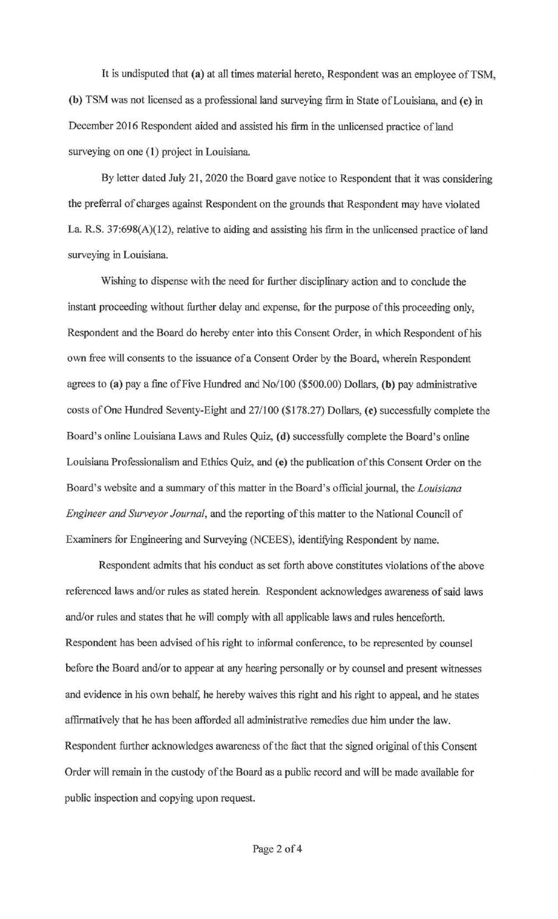It is undisputed that **(a)** at all times material hereto, Respondent was an employee of TSM, **(b)** TSM was not licensed as a professional land surveying firm in State of Louisiana, and **(c)** in December 2016 Respondent aided and assisted his firm in the unlicensed practice of land surveying on one (1) project in Louisiana.

By letter dated July 21, 2020 the Board gave notice to Respondent that it was considering the preferral of charges against Respondent on the grounds that Respondent may have violated La. R.S. 37:698(A)(12), relative to aiding and assisting his firm in the unlicensed practice of land surveying in Louisiana.

Wishing to dispense with the need for further disciplinary action and to conclude the instant proceeding without further delay and expense, for the purpose of this proceeding only, Respondent and the Board do hereby enter into this Consent Order, in which Respondent of his own free will consents to the issuance of a Consent Order by the Board, wherein Respondent agrees to **(a)** pay a fine of Five Hundred and No/100 ($500.00) Dollars, **(b)** pay administrative costs of One Hundred Seventy-Eight and 27/100 ($178.27) Dollars, **(c)** successfully complete the Board's online Louisiana Laws and Rules Quiz, **(d)** successfully complete the Board's online Louisiana Professionalism and Ethics Quiz, and **(e)** the publication of this Consent Order on the Board's website and a summary of this matter in the Board's official journal, the *Louisiana Engineer and Surveyor Journal*, and the reporting of this matter to the National Council of Examiners for Engineering and Surveying (NCEES), identifying Respondent by name.

Respondent admits that his conduct as set forth above constitutes violations of the above referenced laws and/or rules as stated herein. Respondent acknowledges awareness of said laws and/or rules and states that he will comply with all applicable laws and rules henceforth. Respondent has been advised of his right to informal conference, to be represented by counsel before the Board and/or to appear at any hearing personally or by counsel and present witnesses and evidence in his own behalf, he hereby waives this right and his right to appeal, and he states affirmatively that he has been afforded all administrative remedies due him under the law. Respondent further acknowledges awareness of the fact that the signed original of this Consent Order will remain in the custody of the Board as a public record and will be made available for public inspection and copying upon request.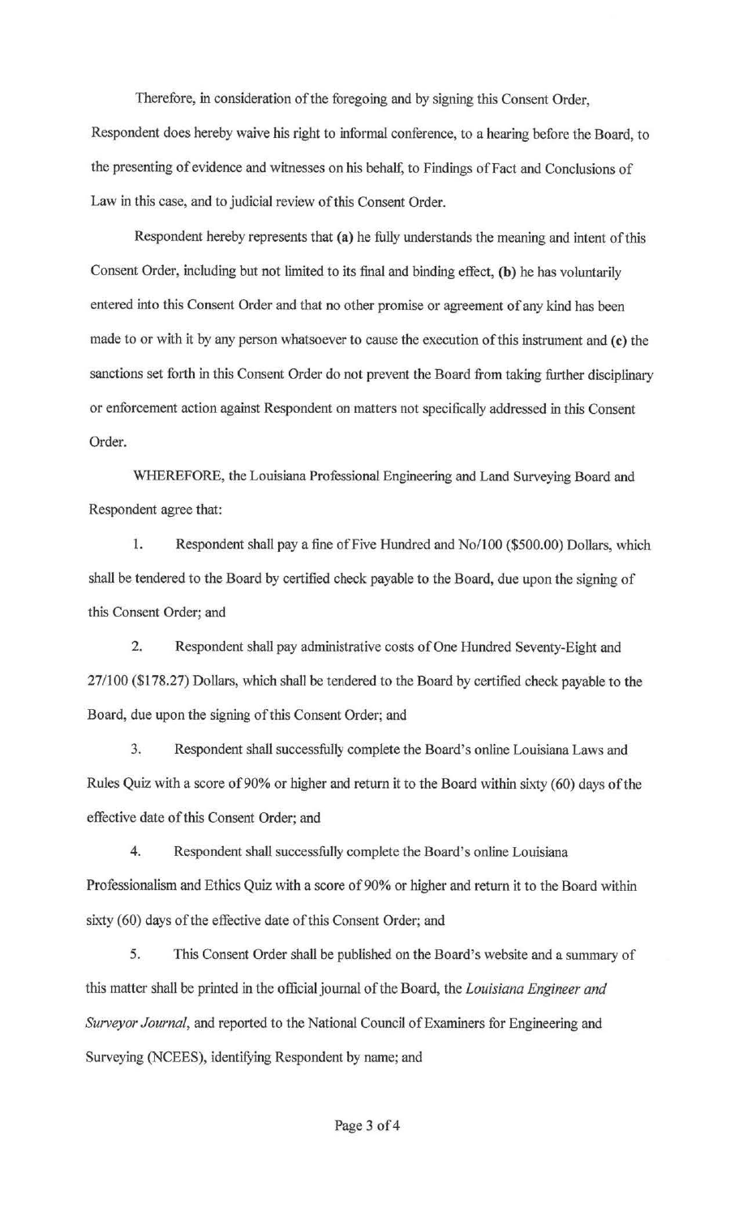Therefore, in consideration of the foregoing and by signing this Consent Order, Respondent does hereby waive his right to informal conference, to a hearing before the Board, to the presenting of evidence and witnesses on his behalf, to Findings of Fact and Conclusions of Law in this case, and to judicial review of this Consent Order.

Respondent hereby represents that **(a)** he fully understands the meaning and intent of this Consent Order, including but not limited to its final and binding effect, **(b)** he has voluntarily entered into this Consent Order and that no other promise or agreement of any kind has been made to or with it by any person whatsoever to cause the execution of this instrument and **(c)** the sanctions set forth in this Consent Order do not prevent the Board from taking further disciplinary or enforcement action against Respondent on matters not specifically addressed in this Consent Order.

WHEREFORE, the Louisiana Professional Engineering and Land Surveying Board and Respondent agree that:

1. Respondent shall pay a fine of Five Hundred and No/100 ($500.00) Dollars, which shall be tendered to the Board by certified check payable to the Board, due upon the signing of this Consent Order; and

2. Respondent shall pay administrative costs of One Hundred Seventy-Eight and 27/100 ($178.27) Dollars, which shall be tendered to the Board by certified check payable to the Board, due upon the signing of this Consent Order; and

3. Respondent shall successfully complete the Board's online Louisiana Laws and Rules Quiz with a score of 90% or higher and return it to the Board within sixty (60) days of the effective date of this Consent Order; and

4. Respondent shall successfully complete the Board's online Louisiana Professionalism and Ethics Quiz with a score of 90% or higher and return it to the Board within sixty (60) days of the effective date of this Consent Order; and

5. This Consent Order shall be published on the Board's website and a summary of this matter shall be printed in the official journal of the Board, the *Louisiana Engineer and Surveyor Journal*, and reported to the National Council of Examiners for Engineering and Surveying (NCEES), identifying Respondent by name; and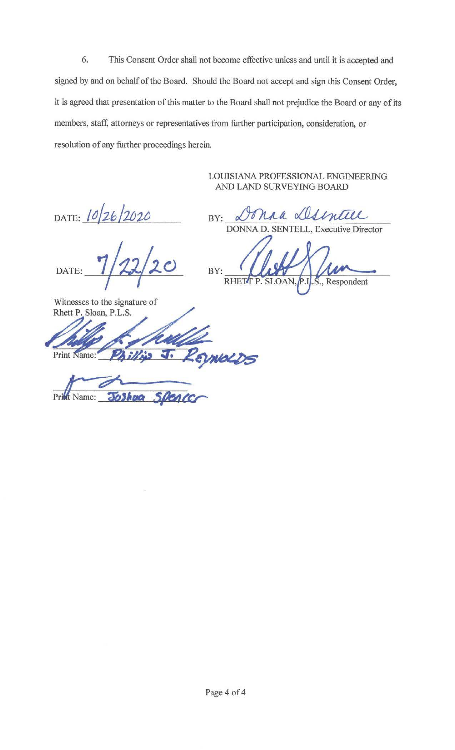6. This Consent Order shall not become effective unless and until it is accepted and signed by and on behalf of the Board. Should the Board not accept and sign this Consent Order, it is agreed that presentation of this matter to the Board shall not prejudice the Board or any of its members, staff, attorneys or representatives from further participation, consideration, or resolution of any further proceedings herein.

LOUISIANA PROFESSIONAL ENGINEERING AND LAND SURVEYING BOARD

DATE: 10/26/2020

BY: Donna Sentell
DONNA D. SENTELL, Executive Director

DATE: 7/22/20

BY: [signature]
RHETT P. SLOAN, P.L.S., Respondent

Witnesses to the signature of
Rhett P. Sloan, P.L.S.

[signature]
Print Name: Phillip J. Reynolds

[signature]
Print Name: Joshua Spencer